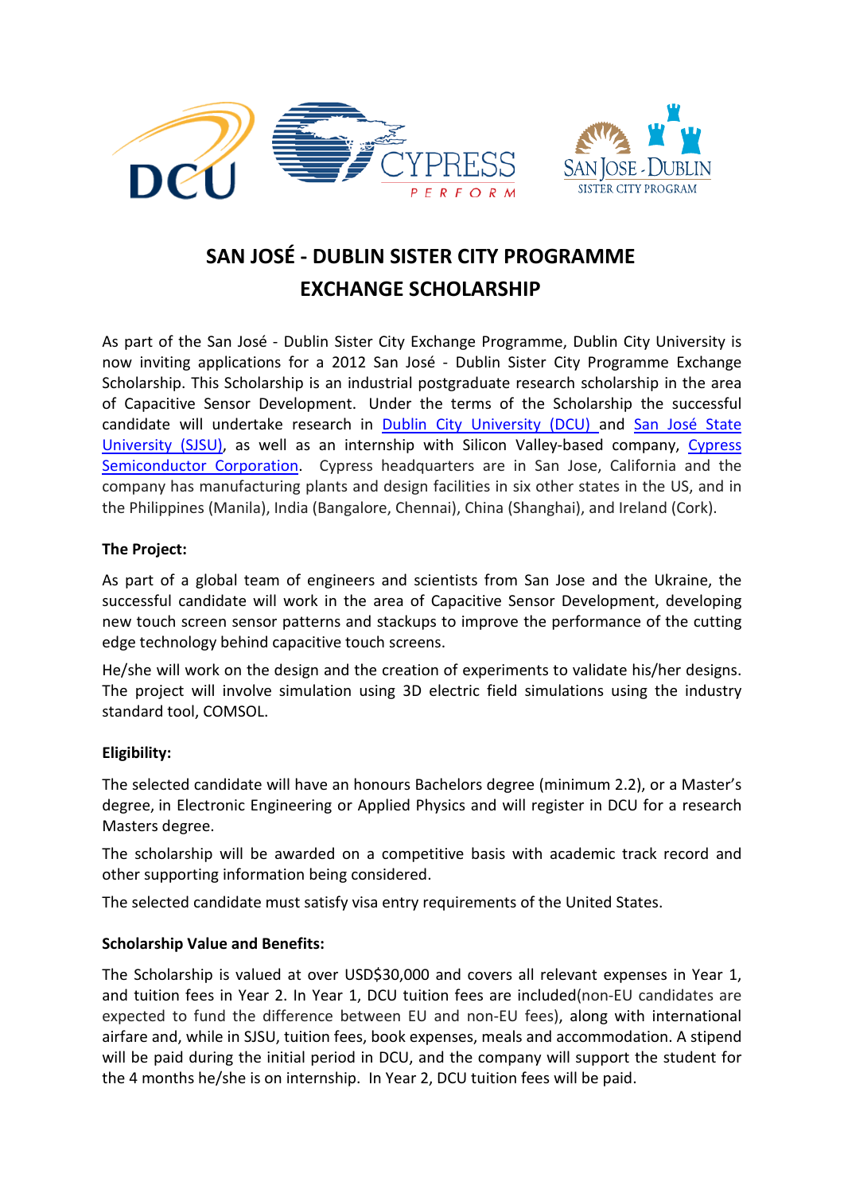# SAN JOSÉ - DUBLIN SISTER CITY PROGRAMME EXCHANGE SCHOLARSHIP

As part of the San José - Dublin Sister City Exchange Programme, Dublin City University is now inviting applications for a 2012 San José - Dublin Sister City Programme Exchange Scholarship. This Scholarship is an industrial postgraduate research scholarship in the area of Capacitive Sensor Development. Under the terms of the Scholarship the successful candidate will undertake research in Dublin City University (DCU) and San José State University (SJSU), as well as an internship with Silicon Valley-based company, Cypress Semiconductor Corporation. Cypress headquarters are in San Jose, California and the company has manufacturing plants and design facilities in six other states in the US, and in the Philippines (Manila), India (Bangalore, Chennai), China (Shanghai), and Ireland (Cork).

**The Project:**

As part of a global team of engineers and scientists from San Jose and the Ukraine, the successful candidate will work in the area of Capacitive Sensor Development, developing new touch screen sensor patterns and stackups to improve the performance of the cutting edge technology behind capacitive touch screens.

He/she will work on the design and the creation of experiments to validate his/her designs. The project will involve simulation using 3D electric field simulations using the industry standard tool, COMSOL.

**Eligibility:**

The selected candidate will have an honours Bachelors degree (minimum 2.2), or a Master's degree, in Electronic Engineering or Applied Physics and will register in DCU for a research Masters degree.

The scholarship will be awarded on a competitive basis with academic track record and other supporting information being considered.

The selected candidate must satisfy visa entry requirements of the United States.

**Scholarship Value and Benefits:**

The Scholarship is valued at over USD$30,000 and covers all relevant expenses in Year 1, and tuition fees in Year 2. In Year 1, DCU tuition fees are included(non-EU candidates are expected to fund the difference between EU and non-EU fees), along with international airfare and, while in SJSU, tuition fees, book expenses, meals and accommodation. A stipend will be paid during the initial period in DCU, and the company will support the student for the 4 months he/she is on internship. In Year 2, DCU tuition fees will be paid.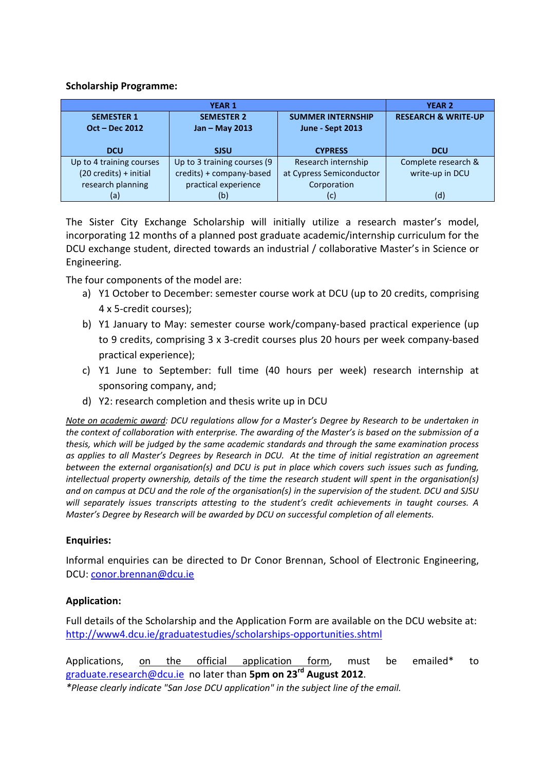**Scholarship Programme:**

| YEAR 1 | | | YEAR 2 |
|---|---|---|---|
| SEMESTER 1<br>Oct – Dec 2012<br><br>DCU | SEMESTER 2<br>Jan – May 2013<br><br>SJSU | SUMMER INTERNSHIP<br>June - Sept 2013<br><br>CYPRESS | RESEARCH & WRITE-UP<br><br><br>DCU |
| Up to 4 training courses (20 credits) + initial research planning<br>(a) | Up to 3 training courses (9 credits) + company-based practical experience<br>(b) | Research internship at Cypress Semiconductor Corporation<br>(c) | Complete research & write-up in DCU<br><br>(d) |

The Sister City Exchange Scholarship will initially utilize a research master's model, incorporating 12 months of a planned post graduate academic/internship curriculum for the DCU exchange student, directed towards an industrial / collaborative Master's in Science or Engineering.

The four components of the model are:

a) Y1 October to December: semester course work at DCU (up to 20 credits, comprising 4 x 5-credit courses);
b) Y1 January to May: semester course work/company-based practical experience (up to 9 credits, comprising 3 x 3-credit courses plus 20 hours per week company-based practical experience);
c) Y1 June to September: full time (40 hours per week) research internship at sponsoring company, and;
d) Y2: research completion and thesis write up in DCU

*Note on academic award: DCU regulations allow for a Master's Degree by Research to be undertaken in the context of collaboration with enterprise. The awarding of the Master's is based on the submission of a thesis, which will be judged by the same academic standards and through the same examination process as applies to all Master's Degrees by Research in DCU. At the time of initial registration an agreement between the external organisation(s) and DCU is put in place which covers such issues such as funding, intellectual property ownership, details of the time the research student will spent in the organisation(s) and on campus at DCU and the role of the organisation(s) in the supervision of the student. DCU and SJSU will separately issues transcripts attesting to the student's credit achievements in taught courses. A Master's Degree by Research will be awarded by DCU on successful completion of all elements.*

**Enquiries:**

Informal enquiries can be directed to Dr Conor Brennan, School of Electronic Engineering, DCU: conor.brennan@dcu.ie

**Application:**

Full details of the Scholarship and the Application Form are available on the DCU website at: http://www4.dcu.ie/graduatestudies/scholarships-opportunities.shtml

Applications, on the official application form, must be emailed* to graduate.research@dcu.ie no later than **5pm on 23rd August 2012**.

*\*Please clearly indicate "San Jose DCU application" in the subject line of the email.*